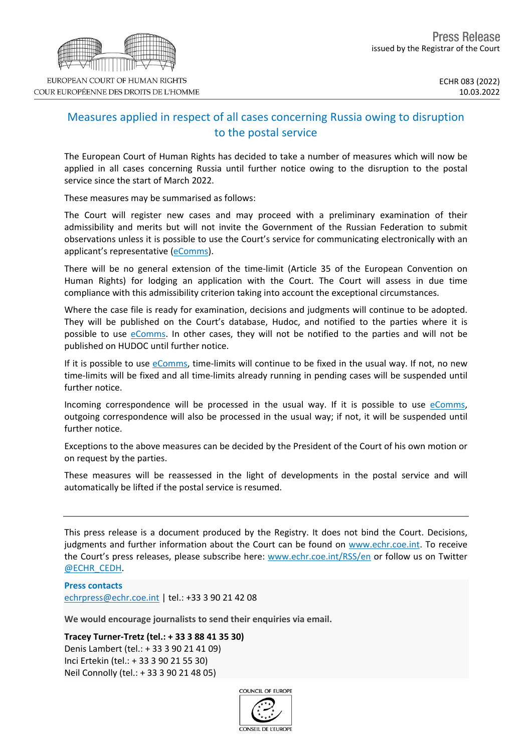EUROPEAN COURT OF HUMAN RIGHTS
COUR EUROPÉENNE DES DROITS DE L'HOMME

**Press Release**
issued by the Registrar of the Court

ECHR 083 (2022)
10.03.2022

# Measures applied in respect of all cases concerning Russia owing to disruption to the postal service

The European Court of Human Rights has decided to take a number of measures which will now be applied in all cases concerning Russia until further notice owing to the disruption to the postal service since the start of March 2022.

These measures may be summarised as follows:

The Court will register new cases and may proceed with a preliminary examination of their admissibility and merits but will not invite the Government of the Russian Federation to submit observations unless it is possible to use the Court's service for communicating electronically with an applicant's representative (eComms).

There will be no general extension of the time-limit (Article 35 of the European Convention on Human Rights) for lodging an application with the Court. The Court will assess in due time compliance with this admissibility criterion taking into account the exceptional circumstances.

Where the case file is ready for examination, decisions and judgments will continue to be adopted. They will be published on the Court's database, Hudoc, and notified to the parties where it is possible to use eComms. In other cases, they will not be notified to the parties and will not be published on HUDOC until further notice.

If it is possible to use eComms, time-limits will continue to be fixed in the usual way. If not, no new time-limits will be fixed and all time-limits already running in pending cases will be suspended until further notice.

Incoming correspondence will be processed in the usual way. If it is possible to use eComms, outgoing correspondence will also be processed in the usual way; if not, it will be suspended until further notice.

Exceptions to the above measures can be decided by the President of the Court of his own motion or on request by the parties.

These measures will be reassessed in the light of developments in the postal service and will automatically be lifted if the postal service is resumed.

---

This press release is a document produced by the Registry. It does not bind the Court. Decisions, judgments and further information about the Court can be found on www.echr.coe.int. To receive the Court's press releases, please subscribe here: www.echr.coe.int/RSS/en or follow us on Twitter @ECHR_CEDH.

**Press contacts**
echrpress@echr.coe.int | tel.: +33 3 90 21 42 08

**We would encourage journalists to send their enquiries via email.**

**Tracey Turner-Tretz (tel.: + 33 3 88 41 35 30)**
Denis Lambert (tel.: + 33 3 90 21 41 09)
Inci Ertekin (tel.: + 33 3 90 21 55 30)
Neil Connolly (tel.: + 33 3 90 21 48 05)

COUNCIL OF EUROPE
CONSEIL DE L'EUROPE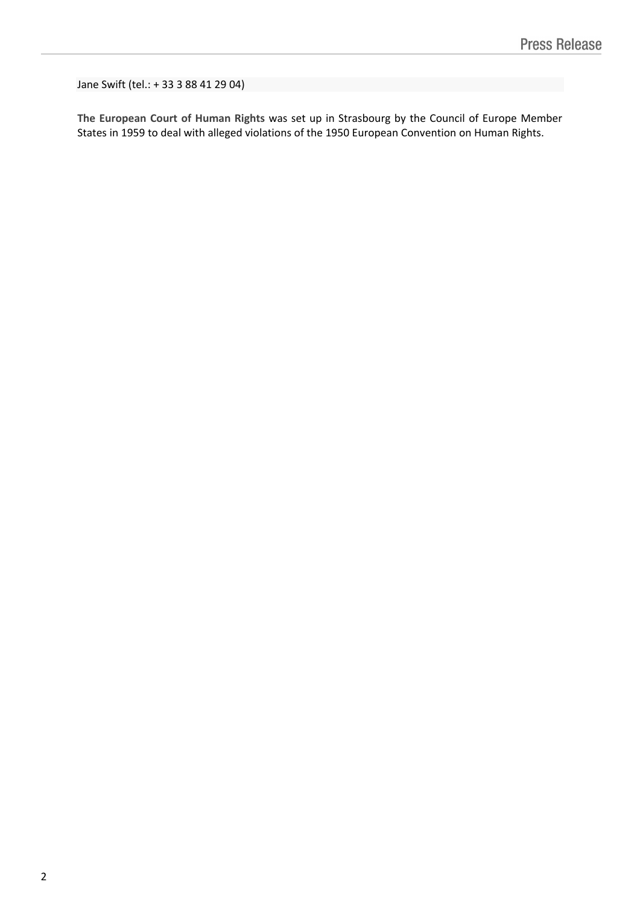Jane Swift (tel.: + 33 3 88 41 29 04)

**The European Court of Human Rights** was set up in Strasbourg by the Council of Europe Member States in 1959 to deal with alleged violations of the 1950 European Convention on Human Rights.